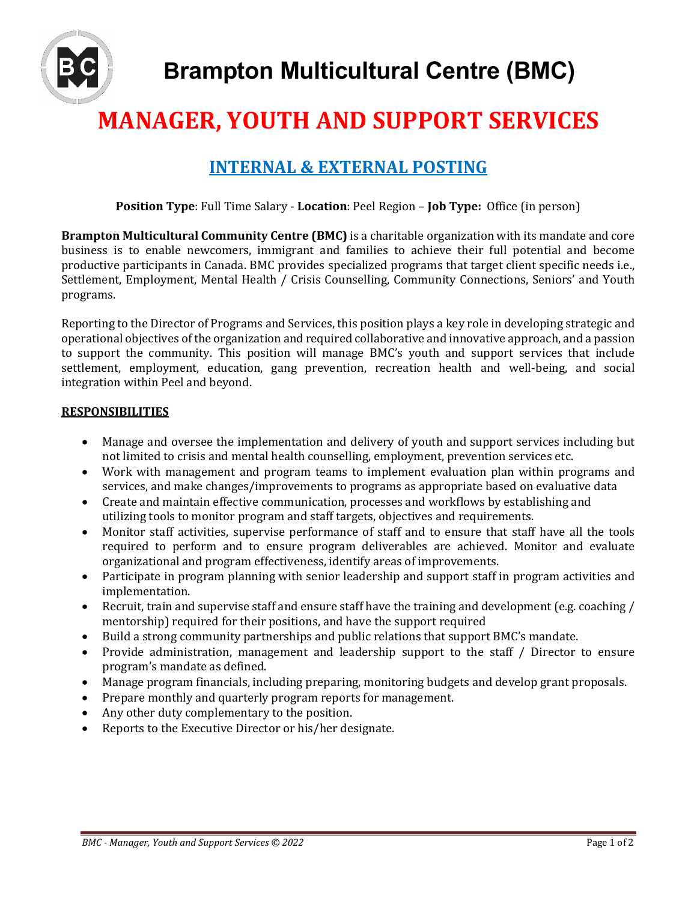# Brampton Multicultural Centre (BMC)

# MANAGER, YOUTH AND SUPPORT SERVICES

## INTERNAL & EXTERNAL POSTING

**Position Type**: Full Time Salary - **Location**: Peel Region – **Job Type:** Office (in person)

**Brampton Multicultural Community Centre (BMC)** is a charitable organization with its mandate and core business is to enable newcomers, immigrant and families to achieve their full potential and become productive participants in Canada. BMC provides specialized programs that target client specific needs i.e., Settlement, Employment, Mental Health / Crisis Counselling, Community Connections, Seniors' and Youth programs.

Reporting to the Director of Programs and Services, this position plays a key role in developing strategic and operational objectives of the organization and required collaborative and innovative approach, and a passion to support the community. This position will manage BMC's youth and support services that include settlement, employment, education, gang prevention, recreation health and well-being, and social integration within Peel and beyond.

### RESPONSIBILITIES

- Manage and oversee the implementation and delivery of youth and support services including but not limited to crisis and mental health counselling, employment, prevention services etc.
- Work with management and program teams to implement evaluation plan within programs and services, and make changes/improvements to programs as appropriate based on evaluative data
- Create and maintain effective communication, processes and workflows by establishing and utilizing tools to monitor program and staff targets, objectives and requirements.
- Monitor staff activities, supervise performance of staff and to ensure that staff have all the tools required to perform and to ensure program deliverables are achieved. Monitor and evaluate organizational and program effectiveness, identify areas of improvements.
- Participate in program planning with senior leadership and support staff in program activities and implementation.
- Recruit, train and supervise staff and ensure staff have the training and development (e.g. coaching / mentorship) required for their positions, and have the support required
- Build a strong community partnerships and public relations that support BMC's mandate.
- Provide administration, management and leadership support to the staff / Director to ensure program's mandate as defined.
- Manage program financials, including preparing, monitoring budgets and develop grant proposals.
- Prepare monthly and quarterly program reports for management.
- Any other duty complementary to the position.
- Reports to the Executive Director or his/her designate.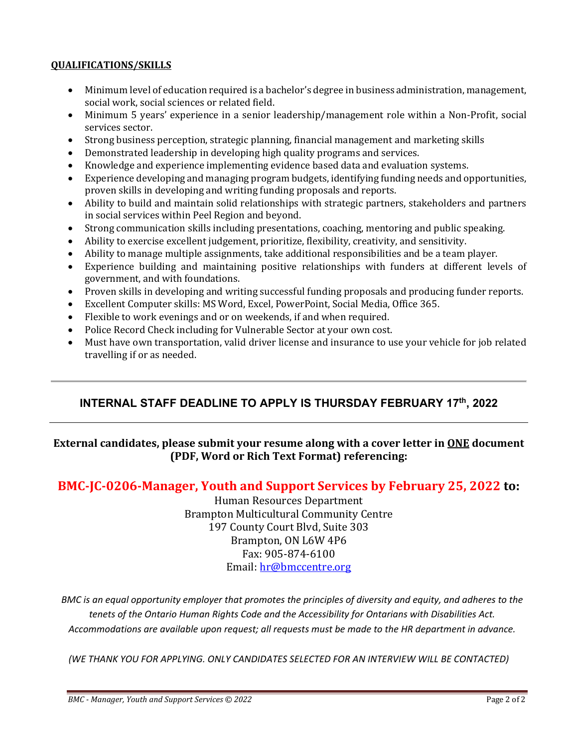## QUALIFICATIONS/SKILLS

- Minimum level of education required is a bachelor's degree in business administration, management, social work, social sciences or related field.
- Minimum 5 years' experience in a senior leadership/management role within a Non-Profit, social services sector.
- Strong business perception, strategic planning, financial management and marketing skills
- Demonstrated leadership in developing high quality programs and services.
- Knowledge and experience implementing evidence based data and evaluation systems.
- Experience developing and managing program budgets, identifying funding needs and opportunities, proven skills in developing and writing funding proposals and reports.
- Ability to build and maintain solid relationships with strategic partners, stakeholders and partners in social services within Peel Region and beyond.
- Strong communication skills including presentations, coaching, mentoring and public speaking.
- Ability to exercise excellent judgement, prioritize, flexibility, creativity, and sensitivity.
- Ability to manage multiple assignments, take additional responsibilities and be a team player.
- Experience building and maintaining positive relationships with funders at different levels of government, and with foundations.
- Proven skills in developing and writing successful funding proposals and producing funder reports.
- Excellent Computer skills: MS Word, Excel, PowerPoint, Social Media, Office 365.
- Flexible to work evenings and or on weekends, if and when required.
- Police Record Check including for Vulnerable Sector at your own cost.
- Must have own transportation, valid driver license and insurance to use your vehicle for job related travelling if or as needed.

---

**INTERNAL STAFF DEADLINE TO APPLY IS THURSDAY FEBRUARY 17th, 2022**

---

**External candidates, please submit your resume along with a cover letter in ONE document (PDF, Word or Rich Text Format) referencing:**

**BMC-JC-0206-Manager, Youth and Support Services by February 25, 2022 to:**

Human Resources Department
Brampton Multicultural Community Centre
197 County Court Blvd, Suite 303
Brampton, ON L6W 4P6
Fax: 905-874-6100
Email: hr@bmccentre.org

*BMC is an equal opportunity employer that promotes the principles of diversity and equity, and adheres to the tenets of the Ontario Human Rights Code and the Accessibility for Ontarians with Disabilities Act. Accommodations are available upon request; all requests must be made to the HR department in advance.*

*(WE THANK YOU FOR APPLYING. ONLY CANDIDATES SELECTED FOR AN INTERVIEW WILL BE CONTACTED)*